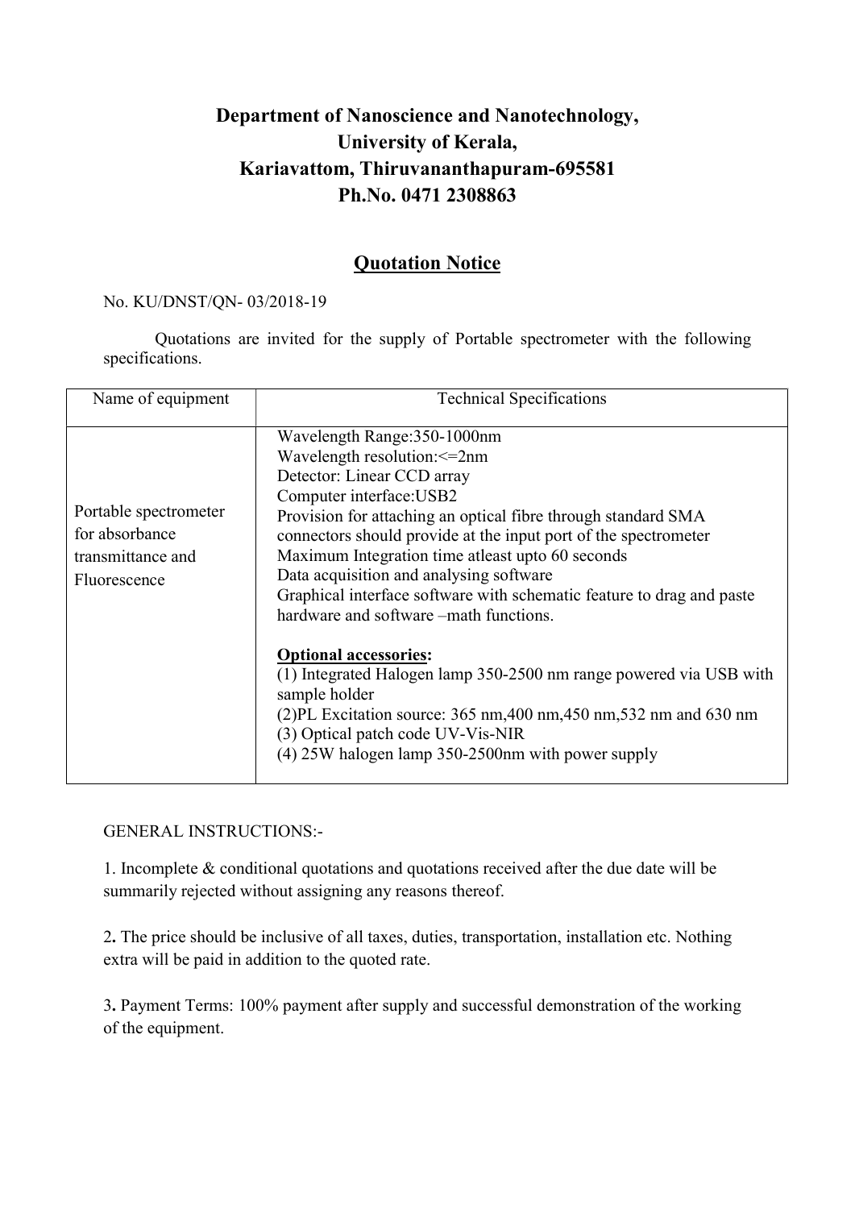# Department of Nanoscience and Nanotechnology, University of Kerala, Kariavattom, Thiruvananthapuram-695581 Ph.No. 0471 2308863

## Quotation Notice

No. KU/DNST/QN- 03/2018-19

Quotations are invited for the supply of Portable spectrometer with the following specifications.

| Name of equipment | Technical Specifications |
|---|---|
| Portable spectrometer for absorbance transmittance and Fluorescence | Wavelength Range:350-1000nm<br>Wavelength resolution:<=2nm<br>Detector: Linear CCD array<br>Computer interface:USB2<br>Provision for attaching an optical fibre through standard SMA connectors should provide at the input port of the spectrometer<br>Maximum Integration time atleast upto 60 seconds<br>Data acquisition and analysing software<br>Graphical interface software with schematic feature to drag and paste hardware and software –math functions.<br><br>**Optional accessories:**<br>(1) Integrated Halogen lamp 350-2500 nm range powered via USB with sample holder<br>(2)PL Excitation source: 365 nm,400 nm,450 nm,532 nm and 630 nm<br>(3) Optical patch code UV-Vis-NIR<br>(4) 25W halogen lamp 350-2500nm with power supply |

GENERAL INSTRUCTIONS:-

1. Incomplete & conditional quotations and quotations received after the due date will be summarily rejected without assigning any reasons thereof.

2. The price should be inclusive of all taxes, duties, transportation, installation etc. Nothing extra will be paid in addition to the quoted rate.

3. Payment Terms: 100% payment after supply and successful demonstration of the working of the equipment.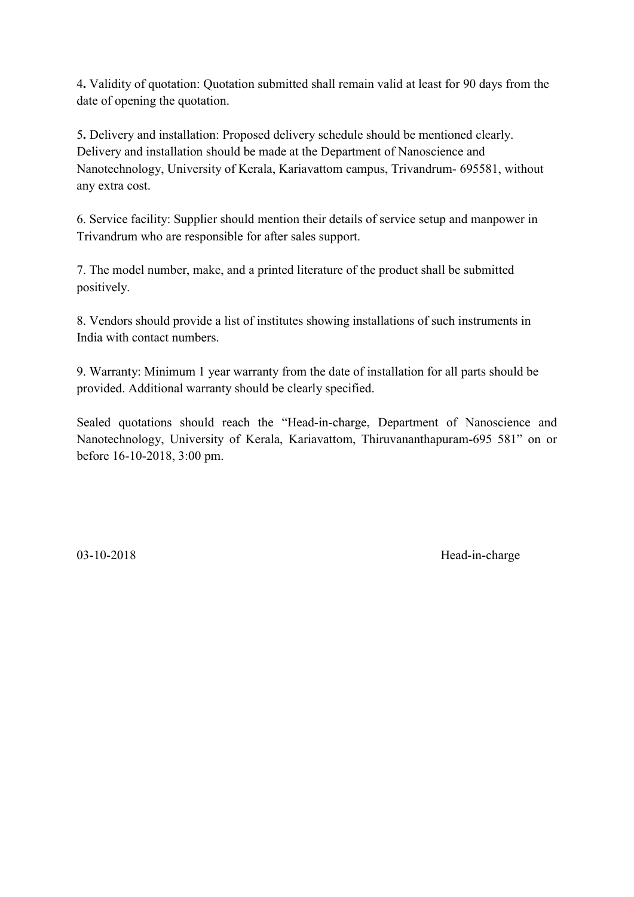4**.** Validity of quotation: Quotation submitted shall remain valid at least for 90 days from the date of opening the quotation.

5**.** Delivery and installation: Proposed delivery schedule should be mentioned clearly. Delivery and installation should be made at the Department of Nanoscience and Nanotechnology, University of Kerala, Kariavattom campus, Trivandrum- 695581, without any extra cost.

6. Service facility: Supplier should mention their details of service setup and manpower in Trivandrum who are responsible for after sales support.

7. The model number, make, and a printed literature of the product shall be submitted positively.

8. Vendors should provide a list of institutes showing installations of such instruments in India with contact numbers.

9. Warranty: Minimum 1 year warranty from the date of installation for all parts should be provided. Additional warranty should be clearly specified.

Sealed quotations should reach the "Head-in-charge, Department of Nanoscience and Nanotechnology, University of Kerala, Kariavattom, Thiruvananthapuram-695 581" on or before 16-10-2018, 3:00 pm.

03-10-2018

Head-in-charge